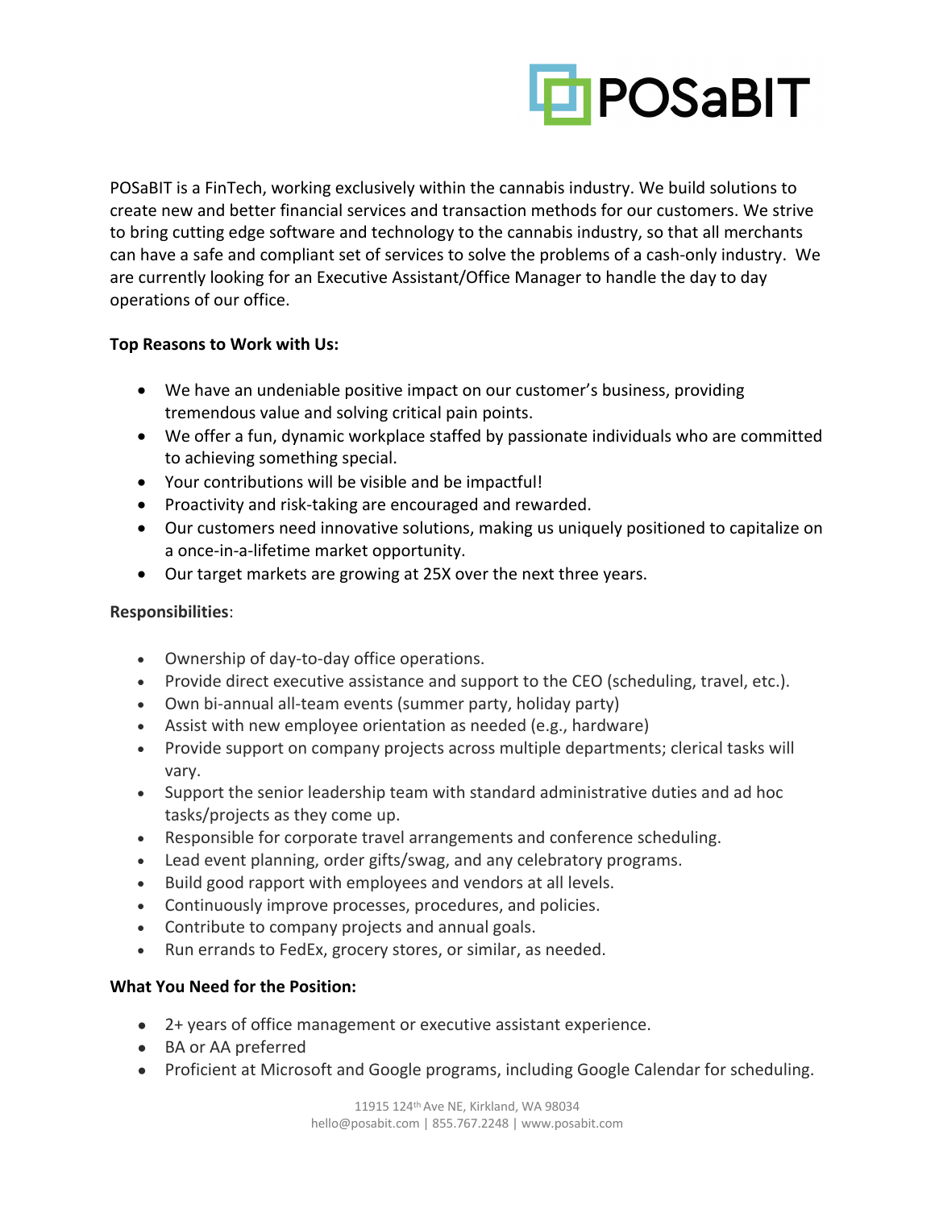POSaBIT is a FinTech, working exclusively within the cannabis industry. We build solutions to create new and better financial services and transaction methods for our customers. We strive to bring cutting edge software and technology to the cannabis industry, so that all merchants can have a safe and compliant set of services to solve the problems of a cash-only industry. We are currently looking for an Executive Assistant/Office Manager to handle the day to day operations of our office.

**Top Reasons to Work with Us:**

- We have an undeniable positive impact on our customer's business, providing tremendous value and solving critical pain points.
- We offer a fun, dynamic workplace staffed by passionate individuals who are committed to achieving something special.
- Your contributions will be visible and be impactful!
- Proactivity and risk-taking are encouraged and rewarded.
- Our customers need innovative solutions, making us uniquely positioned to capitalize on a once-in-a-lifetime market opportunity.
- Our target markets are growing at 25X over the next three years.

**Responsibilities**:

- Ownership of day-to-day office operations.
- Provide direct executive assistance and support to the CEO (scheduling, travel, etc.).
- Own bi-annual all-team events (summer party, holiday party)
- Assist with new employee orientation as needed (e.g., hardware)
- Provide support on company projects across multiple departments; clerical tasks will vary.
- Support the senior leadership team with standard administrative duties and ad hoc tasks/projects as they come up.
- Responsible for corporate travel arrangements and conference scheduling.
- Lead event planning, order gifts/swag, and any celebratory programs.
- Build good rapport with employees and vendors at all levels.
- Continuously improve processes, procedures, and policies.
- Contribute to company projects and annual goals.
- Run errands to FedEx, grocery stores, or similar, as needed.

**What You Need for the Position:**

- 2+ years of office management or executive assistant experience.
- BA or AA preferred
- Proficient at Microsoft and Google programs, including Google Calendar for scheduling.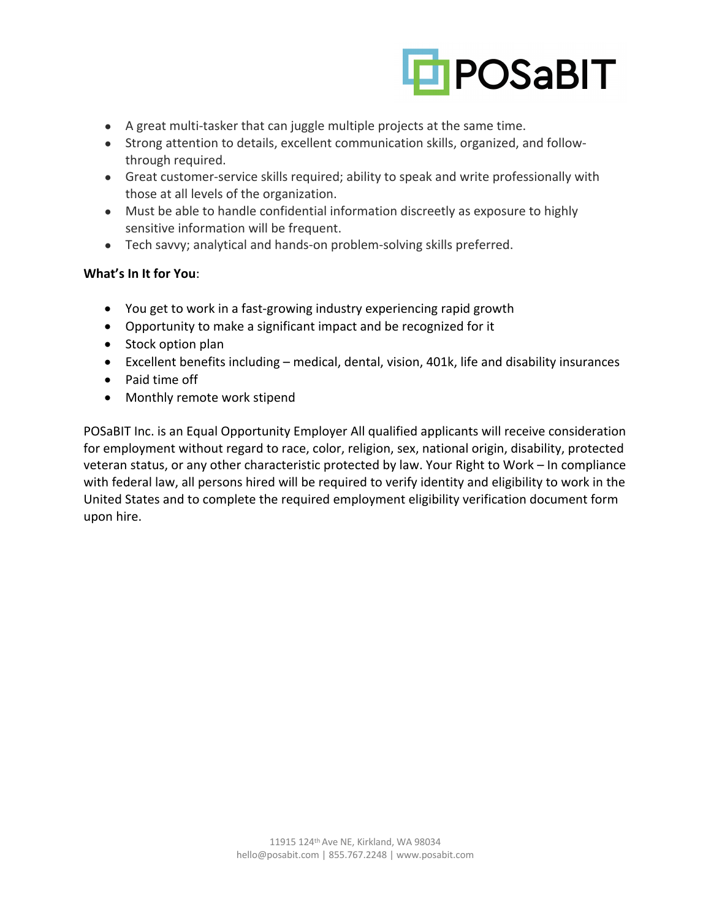- A great multi-tasker that can juggle multiple projects at the same time.
- Strong attention to details, excellent communication skills, organized, and follow-through required.
- Great customer-service skills required; ability to speak and write professionally with those at all levels of the organization.
- Must be able to handle confidential information discreetly as exposure to highly sensitive information will be frequent.
- Tech savvy; analytical and hands-on problem-solving skills preferred.

**What's In It for You**:

- You get to work in a fast-growing industry experiencing rapid growth
- Opportunity to make a significant impact and be recognized for it
- Stock option plan
- Excellent benefits including – medical, dental, vision, 401k, life and disability insurances
- Paid time off
- Monthly remote work stipend

POSaBIT Inc. is an Equal Opportunity Employer All qualified applicants will receive consideration for employment without regard to race, color, religion, sex, national origin, disability, protected veteran status, or any other characteristic protected by law. Your Right to Work – In compliance with federal law, all persons hired will be required to verify identity and eligibility to work in the United States and to complete the required employment eligibility verification document form upon hire.